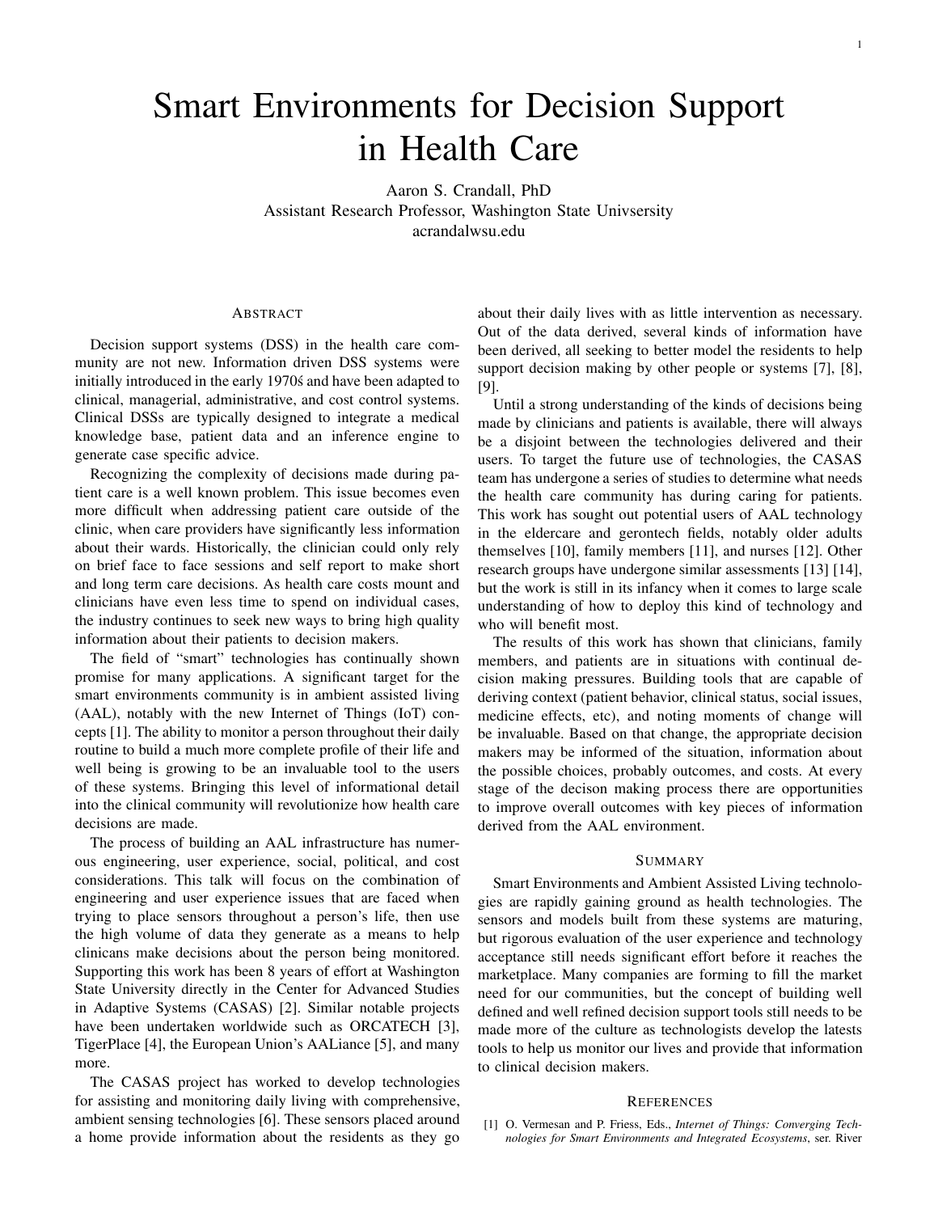# Smart Environments for Decision Support in Health Care

Aaron S. Crandall, PhD
Assistant Research Professor, Washington State Univsersity
acrandalwsu.edu

## Abstract

Decision support systems (DSS) in the health care community are not new. Information driven DSS systems were initially introduced in the early 1970ś and have been adapted to clinical, managerial, administrative, and cost control systems. Clinical DSSs are typically designed to integrate a medical knowledge base, patient data and an inference engine to generate case specific advice.

Recognizing the complexity of decisions made during patient care is a well known problem. This issue becomes even more difficult when addressing patient care outside of the clinic, when care providers have significantly less information about their wards. Historically, the clinician could only rely on brief face to face sessions and self report to make short and long term care decisions. As health care costs mount and clinicians have even less time to spend on individual cases, the industry continues to seek new ways to bring high quality information about their patients to decision makers.

The field of "smart" technologies has continually shown promise for many applications. A significant target for the smart environments community is in ambient assisted living (AAL), notably with the new Internet of Things (IoT) concepts [1]. The ability to monitor a person throughout their daily routine to build a much more complete profile of their life and well being is growing to be an invaluable tool to the users of these systems. Bringing this level of informational detail into the clinical community will revolutionize how health care decisions are made.

The process of building an AAL infrastructure has numerous engineering, user experience, social, political, and cost considerations. This talk will focus on the combination of engineering and user experience issues that are faced when trying to place sensors throughout a person's life, then use the high volume of data they generate as a means to help clinicans make decisions about the person being monitored. Supporting this work has been 8 years of effort at Washington State University directly in the Center for Advanced Studies in Adaptive Systems (CASAS) [2]. Similar notable projects have been undertaken worldwide such as ORCATECH [3], TigerPlace [4], the European Union's AALiance [5], and many more.

The CASAS project has worked to develop technologies for assisting and monitoring daily living with comprehensive, ambient sensing technologies [6]. These sensors placed around a home provide information about the residents as they go about their daily lives with as little intervention as necessary. Out of the data derived, several kinds of information have been derived, all seeking to better model the residents to help support decision making by other people or systems [7], [8], [9].

Until a strong understanding of the kinds of decisions being made by clinicians and patients is available, there will always be a disjoint between the technologies delivered and their users. To target the future use of technologies, the CASAS team has undergone a series of studies to determine what needs the health care community has during caring for patients. This work has sought out potential users of AAL technology in the eldercare and gerontech fields, notably older adults themselves [10], family members [11], and nurses [12]. Other research groups have undergone similar assessments [13] [14], but the work is still in its infancy when it comes to large scale understanding of how to deploy this kind of technology and who will benefit most.

The results of this work has shown that clinicians, family members, and patients are in situations with continual decision making pressures. Building tools that are capable of deriving context (patient behavior, clinical status, social issues, medicine effects, etc), and noting moments of change will be invaluable. Based on that change, the appropriate decision makers may be informed of the situation, information about the possible choices, probably outcomes, and costs. At every stage of the decison making process there are opportunities to improve overall outcomes with key pieces of information derived from the AAL environment.

## Summary

Smart Environments and Ambient Assisted Living technologies are rapidly gaining ground as health technologies. The sensors and models built from these systems are maturing, but rigorous evaluation of the user experience and technology acceptance still needs significant effort before it reaches the marketplace. Many companies are forming to fill the market need for our communities, but the concept of building well defined and well refined decision support tools still needs to be made more of the culture as technologists develop the latests tools to help us monitor our lives and provide that information to clinical decision makers.

## References

[1] O. Vermesan and P. Friess, Eds., *Internet of Things: Converging Technologies for Smart Environments and Integrated Ecosystems*, ser. River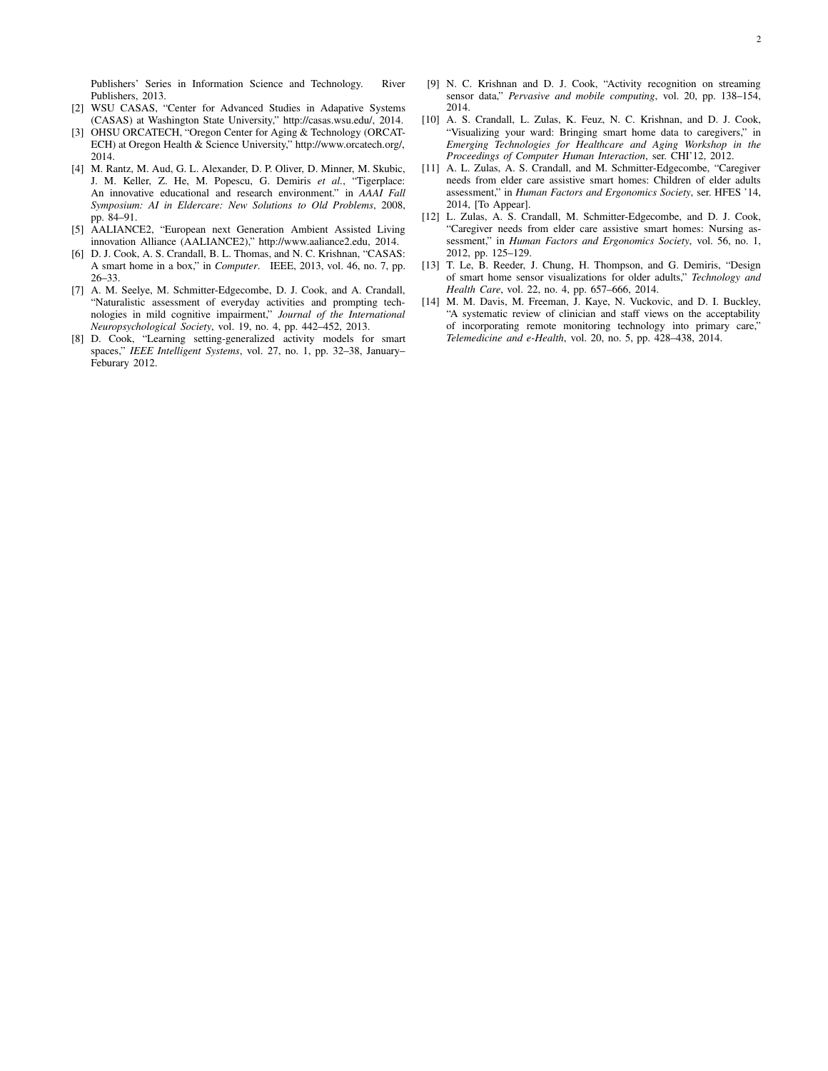Publishers' Series in Information Science and Technology. River Publishers, 2013.

[2] WSU CASAS, "Center for Advanced Studies in Adapative Systems (CASAS) at Washington State University," http://casas.wsu.edu/, 2014.

[3] OHSU ORCATECH, "Oregon Center for Aging & Technology (ORCATECH) at Oregon Health & Science University," http://www.orcatech.org/, 2014.

[4] M. Rantz, M. Aud, G. L. Alexander, D. P. Oliver, D. Minner, M. Skubic, J. M. Keller, Z. He, M. Popescu, G. Demiris *et al.*, "Tigerplace: An innovative educational and research environment." in *AAAI Fall Symposium: AI in Eldercare: New Solutions to Old Problems*, 2008, pp. 84–91.

[5] AALIANCE2, "European next Generation Ambient Assisted Living innovation Alliance (AALIANCE2)," http://www.aaliance2.edu, 2014.

[6] D. J. Cook, A. S. Crandall, B. L. Thomas, and N. C. Krishnan, "CASAS: A smart home in a box," in *Computer*. IEEE, 2013, vol. 46, no. 7, pp. 26–33.

[7] A. M. Seelye, M. Schmitter-Edgecombe, D. J. Cook, and A. Crandall, "Naturalistic assessment of everyday activities and prompting technologies in mild cognitive impairment," *Journal of the International Neuropsychological Society*, vol. 19, no. 4, pp. 442–452, 2013.

[8] D. Cook, "Learning setting-generalized activity models for smart spaces," *IEEE Intelligent Systems*, vol. 27, no. 1, pp. 32–38, January–Feburary 2012.

[9] N. C. Krishnan and D. J. Cook, "Activity recognition on streaming sensor data," *Pervasive and mobile computing*, vol. 20, pp. 138–154, 2014.

[10] A. S. Crandall, L. Zulas, K. Feuz, N. C. Krishnan, and D. J. Cook, "Visualizing your ward: Bringing smart home data to caregivers," in *Emerging Technologies for Healthcare and Aging Workshop in the Proceedings of Computer Human Interaction*, ser. CHI'12, 2012.

[11] A. L. Zulas, A. S. Crandall, and M. Schmitter-Edgecombe, "Caregiver needs from elder care assistive smart homes: Children of elder adults assessment," in *Human Factors and Ergonomics Society*, ser. HFES '14, 2014, [To Appear].

[12] L. Zulas, A. S. Crandall, M. Schmitter-Edgecombe, and D. J. Cook, "Caregiver needs from elder care assistive smart homes: Nursing assessment," in *Human Factors and Ergonomics Society*, vol. 56, no. 1, 2012, pp. 125–129.

[13] T. Le, B. Reeder, J. Chung, H. Thompson, and G. Demiris, "Design of smart home sensor visualizations for older adults," *Technology and Health Care*, vol. 22, no. 4, pp. 657–666, 2014.

[14] M. M. Davis, M. Freeman, J. Kaye, N. Vuckovic, and D. I. Buckley, "A systematic review of clinician and staff views on the acceptability of incorporating remote monitoring technology into primary care," *Telemedicine and e-Health*, vol. 20, no. 5, pp. 428–438, 2014.